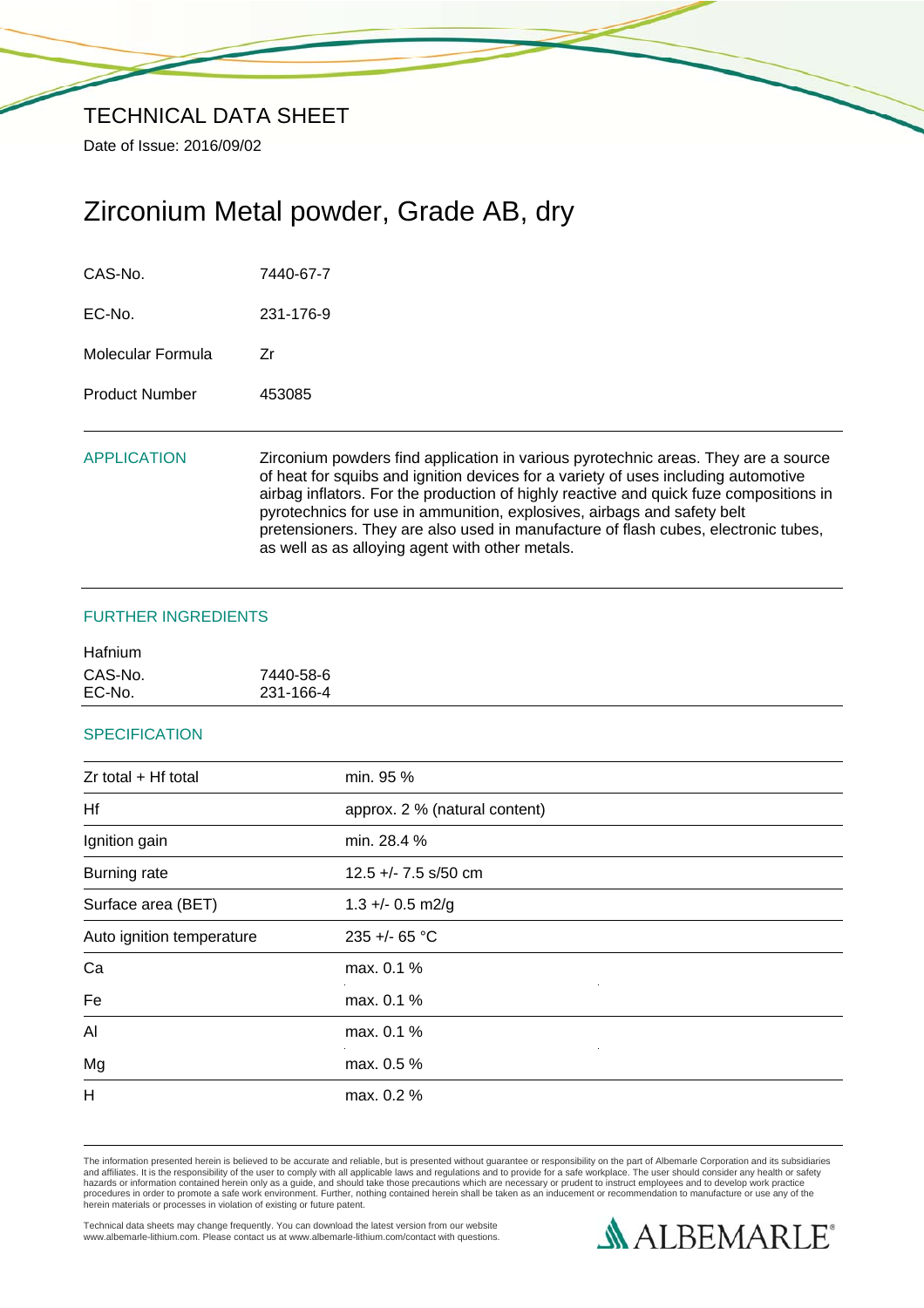# TECHNICAL DATA SHEET

Date of Issue: 2016/09/02

## Zirconium Metal powder, Grade AB, dry

| | |
|---|---|
| CAS-No. | 7440-67-7 |
| EC-No. | 231-176-9 |
| Molecular Formula | Zr |
| Product Number | 453085 |

### APPLICATION

Zirconium powders find application in various pyrotechnic areas. They are a source of heat for squibs and ignition devices for a variety of uses including automotive airbag inflators. For the production of highly reactive and quick fuze compositions in pyrotechnics for use in ammunition, explosives, airbags and safety belt pretensioners. They are also used in manufacture of flash cubes, electronic tubes, as well as as alloying agent with other metals.

### FURTHER INGREDIENTS

Hafnium

| | |
|---|---|
| CAS-No. | 7440-58-6 |
| EC-No. | 231-166-4 |

### SPECIFICATION

| | |
|---|---|
| Zr total + Hf total | min. 95 % |
| Hf | approx. 2 % (natural content) |
| Ignition gain | min. 28.4 % |
| Burning rate | 12.5 +/- 7.5 s/50 cm |
| Surface area (BET) | 1.3 +/- 0.5 m2/g |
| Auto ignition temperature | 235 +/- 65 °C |
| Ca | max. 0.1 % |
| Fe | max. 0.1 % |
| Al | max. 0.1 % |
| Mg | max. 0.5 % |
| H | max. 0.2 % |

The information presented herein is believed to be accurate and reliable, but is presented without guarantee or responsibility on the part of Albemarle Corporation and its subsidiaries and affiliates. It is the responsibility of the user to comply with all applicable laws and regulations and to provide for a safe workplace. The user should consider any health or safety hazards or information contained herein only as a guide, and should take those precautions which are necessary or prudent to instruct employees and to develop work practice procedures in order to promote a safe work environment. Further, nothing contained herein shall be taken as an inducement or recommendation to manufacture or use any of the herein materials or processes in violation of existing or future patent.

Technical data sheets may change frequently. You can download the latest version from our website www.albemarle-lithium.com. Please contact us at www.albemarle-lithium.com/contact with questions.

ALBEMARLE®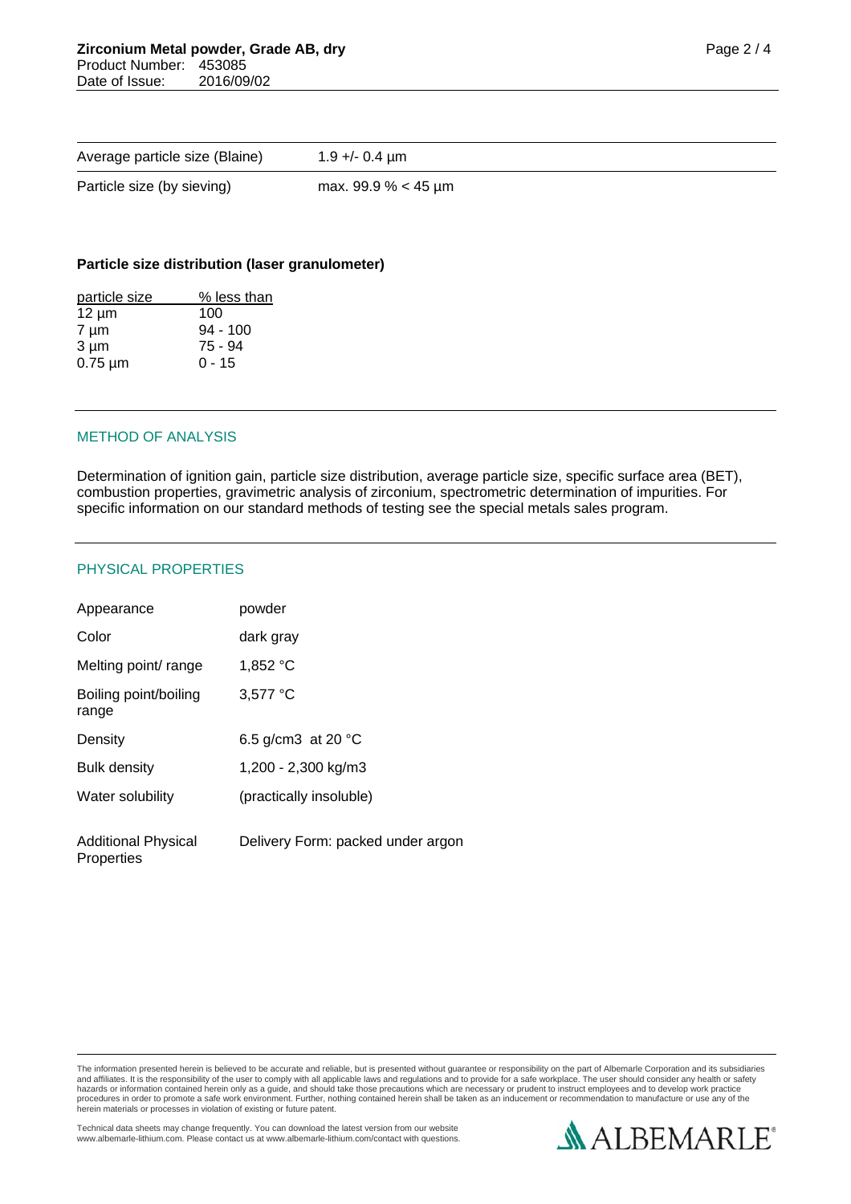| Average particle size (Blaine) | 1.9 +/- 0.4 µm |
|---|---|
| Particle size (by sieving) | max. 99.9 % < 45 µm |

**Particle size distribution (laser granulometer)**

| particle size | % less than |
|---|---|
| 12 µm | 100 |
| 7 µm | 94 - 100 |
| 3 µm | 75 - 94 |
| 0.75 µm | 0 - 15 |

## METHOD OF ANALYSIS

Determination of ignition gain, particle size distribution, average particle size, specific surface area (BET), combustion properties, gravimetric analysis of zirconium, spectrometric determination of impurities. For specific information on our standard methods of testing see the special metals sales program.

## PHYSICAL PROPERTIES

| Appearance | powder |
|---|---|
| Color | dark gray |
| Melting point/ range | 1,852 °C |
| Boiling point/boiling range | 3,577 °C |
| Density | 6.5 g/cm3 at 20 °C |
| Bulk density | 1,200 - 2,300 kg/m3 |
| Water solubility | (practically insoluble) |
| Additional Physical Properties | Delivery Form: packed under argon |

The information presented herein is believed to be accurate and reliable, but is presented without guarantee or responsibility on the part of Albemarle Corporation and its subsidiaries and affiliates. It is the responsibility of the user to comply with all applicable laws and regulations and to provide for a safe workplace. The user should consider any health or safety hazards or information contained herein only as a guide, and should take those precautions which are necessary or prudent to instruct employees and to develop work practice procedures in order to promote a safe work environment. Further, nothing contained herein shall be taken as an inducement or recommendation to manufacture or use any of the herein materials or processes in violation of existing or future patent.

Technical data sheets may change frequently. You can download the latest version from our website www.albemarle-lithium.com. Please contact us at www.albemarle-lithium.com/contact with questions.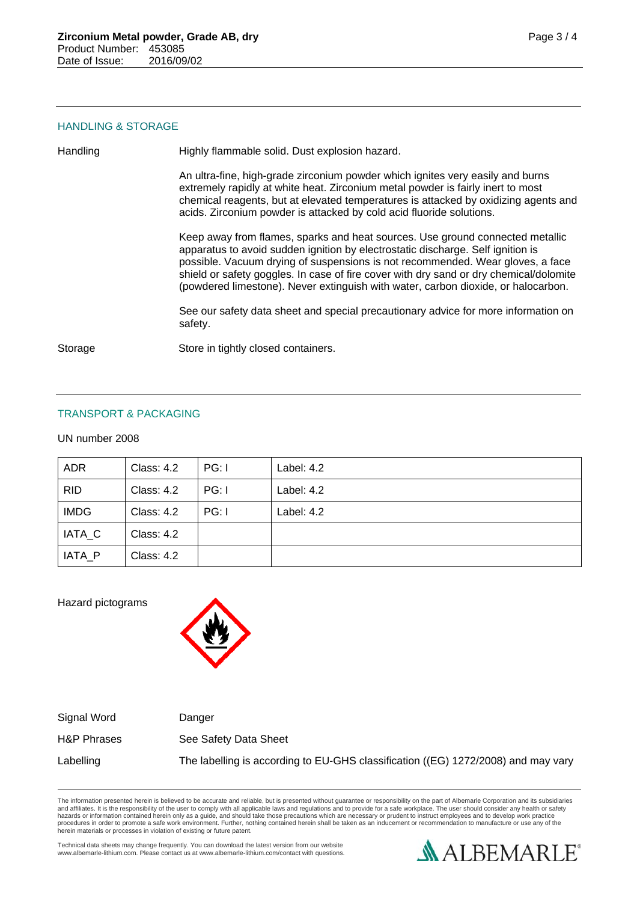## HANDLING & STORAGE

**Handling**

Highly flammable solid. Dust explosion hazard.

An ultra-fine, high-grade zirconium powder which ignites very easily and burns extremely rapidly at white heat. Zirconium metal powder is fairly inert to most chemical reagents, but at elevated temperatures is attacked by oxidizing agents and acids. Zirconium powder is attacked by cold acid fluoride solutions.

Keep away from flames, sparks and heat sources. Use ground connected metallic apparatus to avoid sudden ignition by electrostatic discharge. Self ignition is possible. Vacuum drying of suspensions is not recommended. Wear gloves, a face shield or safety goggles. In case of fire cover with dry sand or dry chemical/dolomite (powdered limestone). Never extinguish with water, carbon dioxide, or halocarbon.

See our safety data sheet and special precautionary advice for more information on safety.

**Storage**

Store in tightly closed containers.

## TRANSPORT & PACKAGING

UN number 2008

| ADR | Class: 4.2 | PG: I | Label: 4.2 |
|---|---|---|---|
| RID | Class: 4.2 | PG: I | Label: 4.2 |
| IMDG | Class: 4.2 | PG: I | Label: 4.2 |
| IATA_C | Class: 4.2 | | |
| IATA_P | Class: 4.2 | | |

Hazard pictograms

| | |
|---|---|
| Signal Word | Danger |
| H&P Phrases | See Safety Data Sheet |
| Labelling | The labelling is according to EU-GHS classification ((EG) 1272/2008) and may vary |

The information presented herein is believed to be accurate and reliable, but is presented without guarantee or responsibility on the part of Albemarle Corporation and its subsidiaries and affiliates. It is the responsibility of the user to comply with all applicable laws and regulations and to provide for a safe workplace. The user should consider any health or safety hazards or information contained herein only as a guide, and should take those precautions which are necessary or prudent to instruct employees and to develop work practice procedures in order to promote a safe work environment. Further, nothing contained herein shall be taken as an inducement or recommendation to manufacture or use any of the herein materials or processes in violation of existing or future patent.

Technical data sheets may change frequently. You can download the latest version from our website www.albemarle-lithium.com. Please contact us at www.albemarle-lithium.com/contact with questions.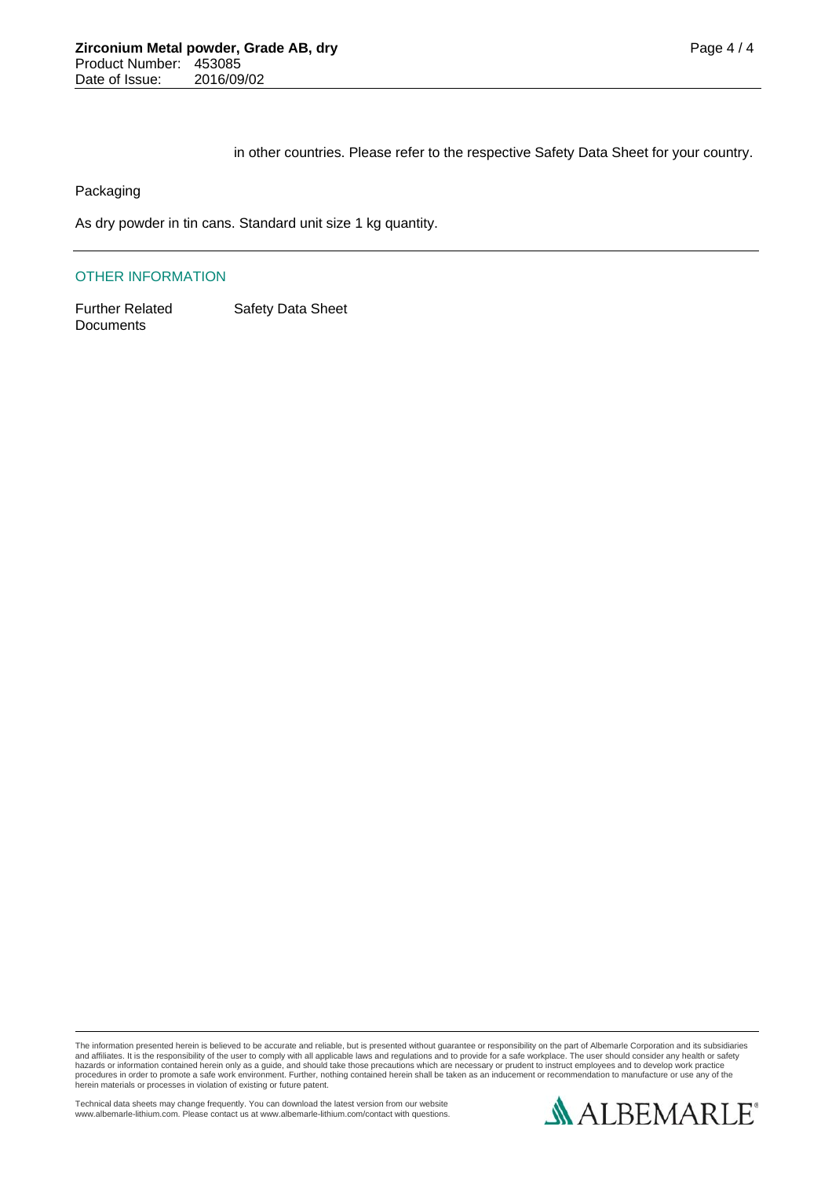in other countries. Please refer to the respective Safety Data Sheet for your country.

Packaging

As dry powder in tin cans. Standard unit size 1 kg quantity.

## OTHER INFORMATION

| | |
|---|---|
| Further Related Documents | Safety Data Sheet |

The information presented herein is believed to be accurate and reliable, but is presented without guarantee or responsibility on the part of Albemarle Corporation and its subsidiaries and affiliates. It is the responsibility of the user to comply with all applicable laws and regulations and to provide for a safe workplace. The user should consider any health or safety hazards or information contained herein only as a guide, and should take those precautions which are necessary or prudent to instruct employees and to develop work practice procedures in order to promote a safe work environment. Further, nothing contained herein shall be taken as an inducement or recommendation to manufacture or use any of the herein materials or processes in violation of existing or future patent.

Technical data sheets may change frequently. You can download the latest version from our website www.albemarle-lithium.com. Please contact us at www.albemarle-lithium.com/contact with questions.